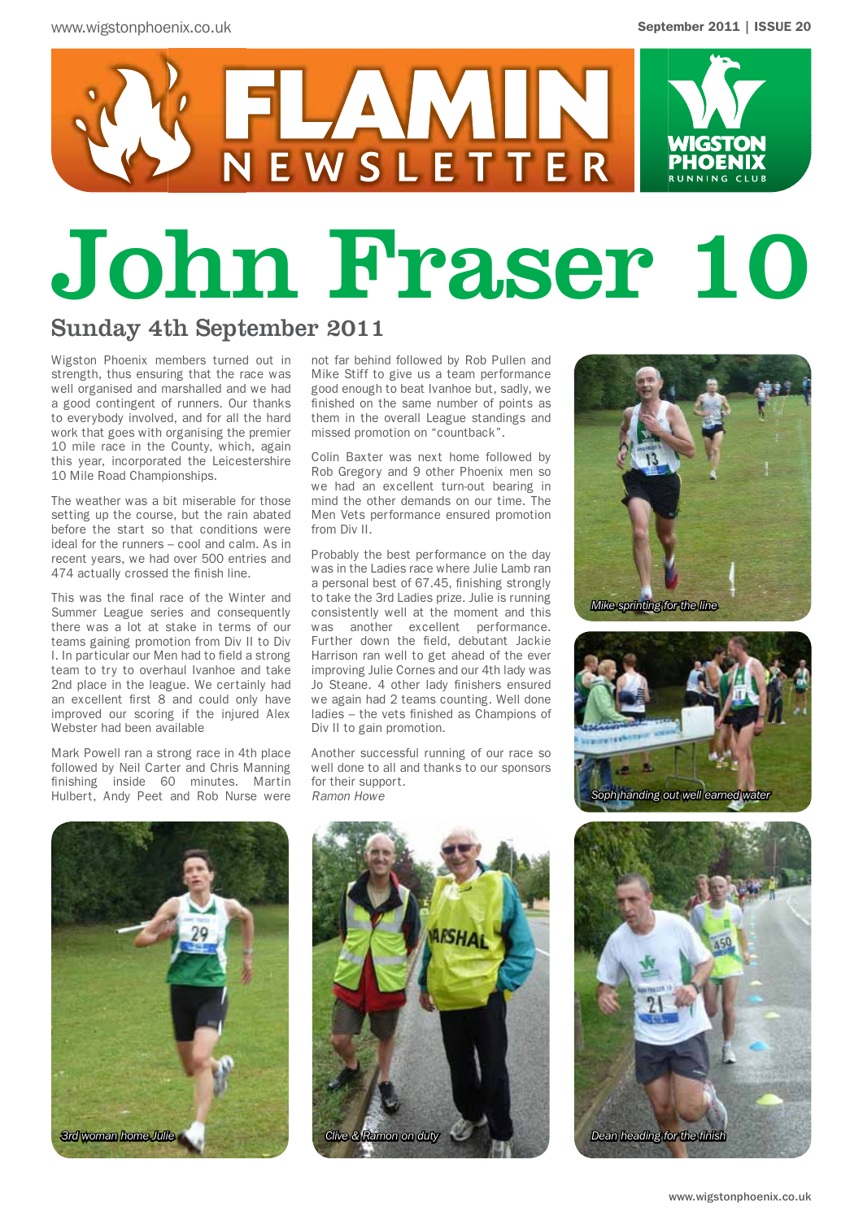# FLAMIN NEWSLETTER

WIGSTON PHOENIX RUNNING CLUB

# John Fraser 10

## Sunday 4th September 2011

Wigston Phoenix members turned out in strength, thus ensuring that the race was well organised and marshalled and we had a good contingent of runners. Our thanks to everybody involved, and for all the hard work that goes with organising the premier 10 mile race in the County, which, again this year, incorporated the Leicestershire 10 Mile Road Championships.

The weather was a bit miserable for those setting up the course, but the rain abated before the start so that conditions were ideal for the runners – cool and calm. As in recent years, we had over 500 entries and 474 actually crossed the finish line.

This was the final race of the Winter and Summer League series and consequently there was a lot at stake in terms of our teams gaining promotion from Div II to Div I. In particular our Men had to field a strong team to try to overhaul Ivanhoe and take 2nd place in the league. We certainly had an excellent first 8 and could only have improved our scoring if the injured Alex Webster had been available

Mark Powell ran a strong race in 4th place followed by Neil Carter and Chris Manning finishing inside 60 minutes. Martin Hulbert, Andy Peet and Rob Nurse were not far behind followed by Rob Pullen and Mike Stiff to give us a team performance good enough to beat Ivanhoe but, sadly, we finished on the same number of points as them in the overall League standings and missed promotion on "countback".

Colin Baxter was next home followed by Rob Gregory and 9 other Phoenix men so we had an excellent turn-out bearing in mind the other demands on our time. The Men Vets performance ensured promotion from Div II.

Probably the best performance on the day was in the Ladies race where Julie Lamb ran a personal best of 67.45, finishing strongly to take the 3rd Ladies prize. Julie is running consistently well at the moment and this was another excellent performance. Further down the field, debutant Jackie Harrison ran well to get ahead of the ever improving Julie Cornes and our 4th lady was Jo Steane. 4 other lady finishers ensured we again had 2 teams counting. Well done ladies – the vets finished as Champions of Div II to gain promotion.

Another successful running of our race so well done to all and thanks to our sponsors for their support.

*Ramon Howe*

*Mike sprinting for the line*

*Soph handing out well earned water*

*3rd woman home Julie*

*Clive & Ramon on duty*

*Dean heading for the finish*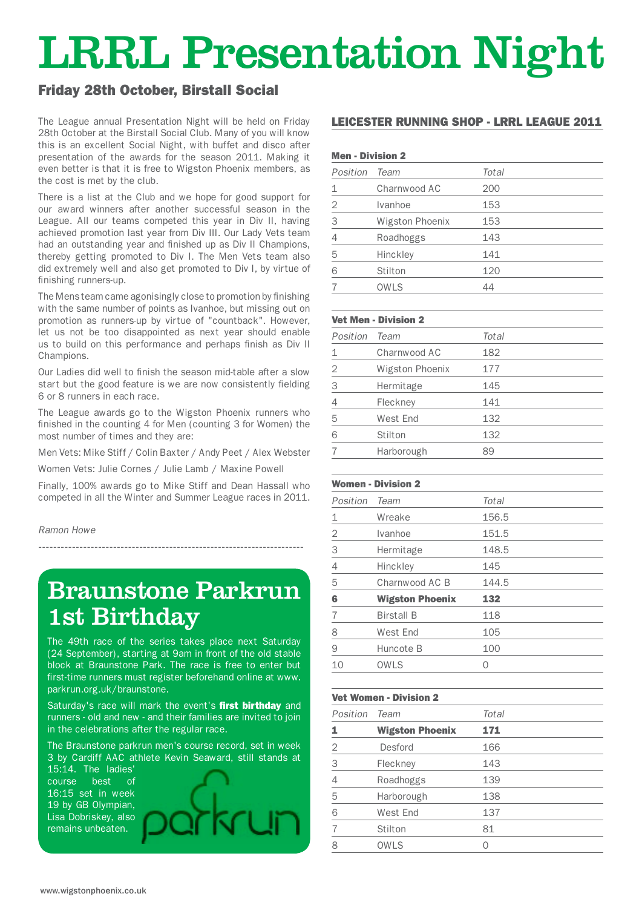// LRRL Presentation Night

## Friday 28th October, Birstall Social

The League annual Presentation Night will be held on Friday 28th October at the Birstall Social Club. Many of you will know this is an excellent Social Night, with buffet and disco after presentation of the awards for the season 2011. Making it even better is that it is free to Wigston Phoenix members, as the cost is met by the club.

There is a list at the Club and we hope for good support for our award winners after another successful season in the League. All our teams competed this year in Div II, having achieved promotion last year from Div III. Our Lady Vets team had an outstanding year and finished up as Div II Champions, thereby getting promoted to Div I. The Men Vets team also did extremely well and also get promoted to Div I, by virtue of finishing runners-up.

The Mens team came agonisingly close to promotion by finishing with the same number of points as Ivanhoe, but missing out on promotion as runners-up by virtue of "countback". However, let us not be too disappointed as next year should enable us to build on this performance and perhaps finish as Div II Champions.

Our Ladies did well to finish the season mid-table after a slow start but the good feature is we are now consistently fielding 6 or 8 runners in each race.

The League awards go to the Wigston Phoenix runners who finished in the counting 4 for Men (counting 3 for Women) the most number of times and they are:

Men Vets: Mike Stiff / Colin Baxter / Andy Peet / Alex Webster

Women Vets: Julie Cornes / Julie Lamb / Maxine Powell

Finally, 100% awards go to Mike Stiff and Dean Hassall who competed in all the Winter and Summer League races in 2011.

*Ramon Howe*

---

## LEICESTER RUNNING SHOP - LRRL LEAGUE 2011

### Men - Division 2

| *Position* | *Team* | *Total* |
|---|---|---|
| 1 | Charnwood AC | 200 |
| 2 | Ivanhoe | 153 |
| 3 | Wigston Phoenix | 153 |
| 4 | Roadhoggs | 143 |
| 5 | Hinckley | 141 |
| 6 | Stilton | 120 |
| 7 | OWLS | 44 |

### Vet Men - Division 2

| *Position* | *Team* | *Total* |
|---|---|---|
| 1 | Charnwood AC | 182 |
| 2 | Wigston Phoenix | 177 |
| 3 | Hermitage | 145 |
| 4 | Fleckney | 141 |
| 5 | West End | 132 |
| 6 | Stilton | 132 |
| 7 | Harborough | 89 |

### Women - Division 2

| *Position* | *Team* | *Total* |
|---|---|---|
| 1 | Wreake | 156.5 |
| 2 | Ivanhoe | 151.5 |
| 3 | Hermitage | 148.5 |
| 4 | Hinckley | 145 |
| 5 | Charnwood AC B | 144.5 |
| **6** | **Wigston Phoenix** | **132** |
| 7 | Birstall B | 118 |
| 8 | West End | 105 |
| 9 | Huncote B | 100 |
| 10 | OWLS | 0 |

### Vet Women - Division 2

| *Position* | *Team* | *Total* |
|---|---|---|
| **1** | **Wigston Phoenix** | **171** |
| 2 | Desford | 166 |
| 3 | Fleckney | 143 |
| 4 | Roadhoggs | 139 |
| 5 | Harborough | 138 |
| 6 | West End | 137 |
| 7 | Stilton | 81 |
| 8 | OWLS | 0 |

# Braunstone Parkrun 1st Birthday

The 49th race of the series takes place next Saturday (24 September), starting at 9am in front of the old stable block at Braunstone Park. The race is free to enter but first-time runners must register beforehand online at www.parkrun.org.uk/braunstone.

Saturday's race will mark the event's **first birthday** and runners - old and new - and their families are invited to join in the celebrations after the regular race.

The Braunstone parkrun men's course record, set in week 3 by Cardiff AAC athlete Kevin Seaward, still stands at 15:14. The ladies' course best of 16:15 set in week 19 by GB Olympian, Lisa Dobriskey, also remains unbeaten.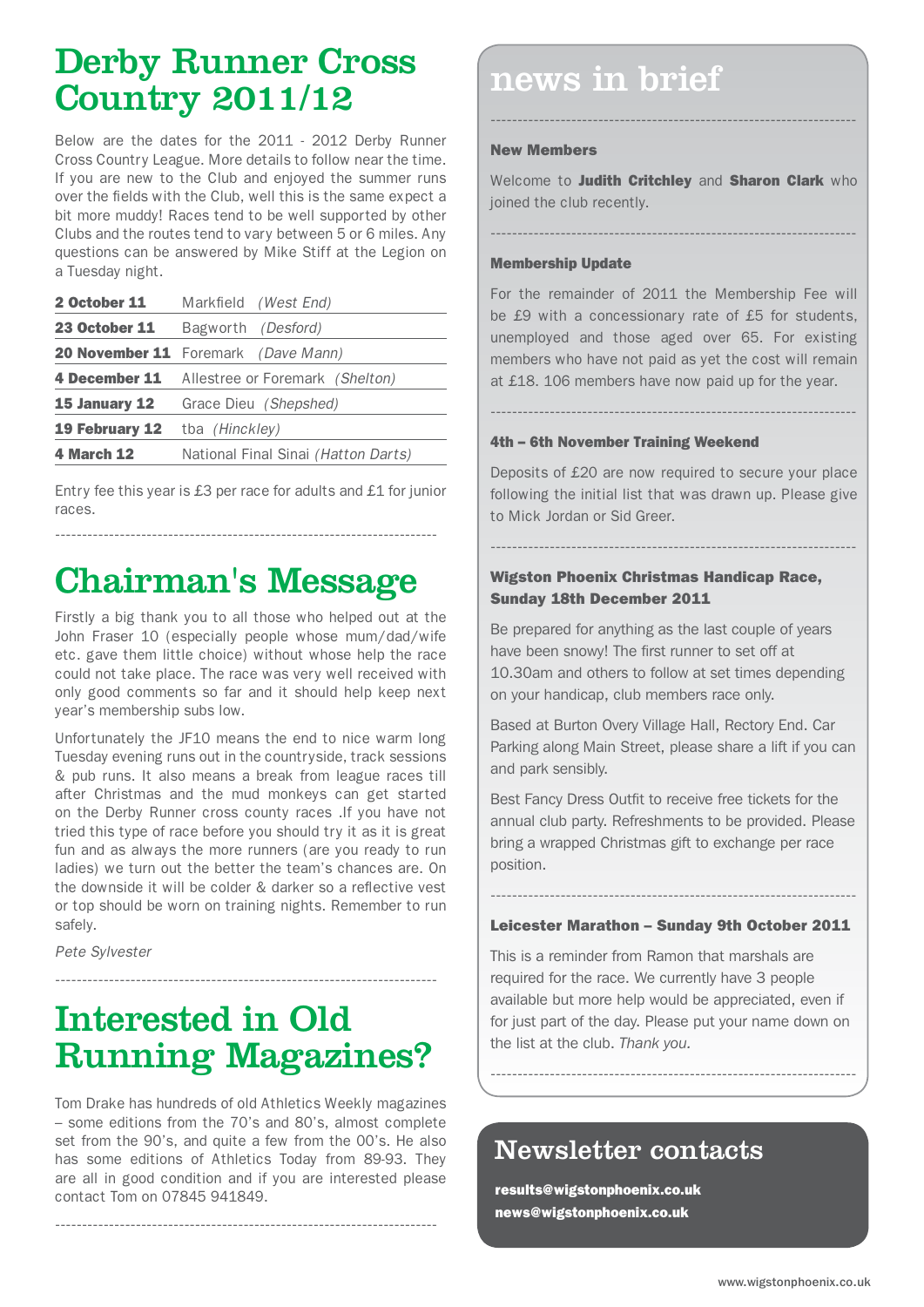# Derby Runner Cross Country 2011/12

Below are the dates for the 2011 - 2012 Derby Runner Cross Country League. More details to follow near the time. If you are new to the Club and enjoyed the summer runs over the fields with the Club, well this is the same expect a bit more muddy! Races tend to be well supported by other Clubs and the routes tend to vary between 5 or 6 miles. Any questions can be answered by Mike Stiff at the Legion on a Tuesday night.

| | |
|---|---|
| **2 October 11** | Markfield *(West End)* |
| **23 October 11** | Bagworth *(Desford)* |
| **20 November 11** | Foremark *(Dave Mann)* |
| **4 December 11** | Allestree or Foremark *(Shelton)* |
| **15 January 12** | Grace Dieu *(Shepshed)* |
| **19 February 12** | tba *(Hinckley)* |
| **4 March 12** | National Final Sinai *(Hatton Darts)* |

Entry fee this year is £3 per race for adults and £1 for junior races.

# Chairman's Message

Firstly a big thank you to all those who helped out at the John Fraser 10 (especially people whose mum/dad/wife etc. gave them little choice) without whose help the race could not take place. The race was very well received with only good comments so far and it should help keep next year's membership subs low.

Unfortunately the JF10 means the end to nice warm long Tuesday evening runs out in the countryside, track sessions & pub runs. It also means a break from league races till after Christmas and the mud monkeys can get started on the Derby Runner cross county races .If you have not tried this type of race before you should try it as it is great fun and as always the more runners (are you ready to run ladies) we turn out the better the team's chances are. On the downside it will be colder & darker so a reflective vest or top should be worn on training nights. Remember to run safely.

*Pete Sylvester*

# Interested in Old Running Magazines?

Tom Drake has hundreds of old Athletics Weekly magazines – some editions from the 70's and 80's, almost complete set from the 90's, and quite a few from the 00's. He also has some editions of Athletics Today from 89-93. They are all in good condition and if you are interested please contact Tom on 07845 941849.

# news in brief

### New Members

Welcome to **Judith Critchley** and **Sharon Clark** who joined the club recently.

### Membership Update

For the remainder of 2011 the Membership Fee will be £9 with a concessionary rate of £5 for students, unemployed and those aged over 65. For existing members who have not paid as yet the cost will remain at £18. 106 members have now paid up for the year.

### 4th – 6th November Training Weekend

Deposits of £20 are now required to secure your place following the initial list that was drawn up. Please give to Mick Jordan or Sid Greer.

### Wigston Phoenix Christmas Handicap Race, Sunday 18th December 2011

Be prepared for anything as the last couple of years have been snowy! The first runner to set off at 10.30am and others to follow at set times depending on your handicap, club members race only.

Based at Burton Overy Village Hall, Rectory End. Car Parking along Main Street, please share a lift if you can and park sensibly.

Best Fancy Dress Outfit to receive free tickets for the annual club party. Refreshments to be provided. Please bring a wrapped Christmas gift to exchange per race position.

### Leicester Marathon – Sunday 9th October 2011

This is a reminder from Ramon that marshals are required for the race. We currently have 3 people available but more help would be appreciated, even if for just part of the day. Please put your name down on the list at the club. *Thank you.*

## Newsletter contacts

**results@wigstonphoenix.co.uk**
**news@wigstonphoenix.co.uk**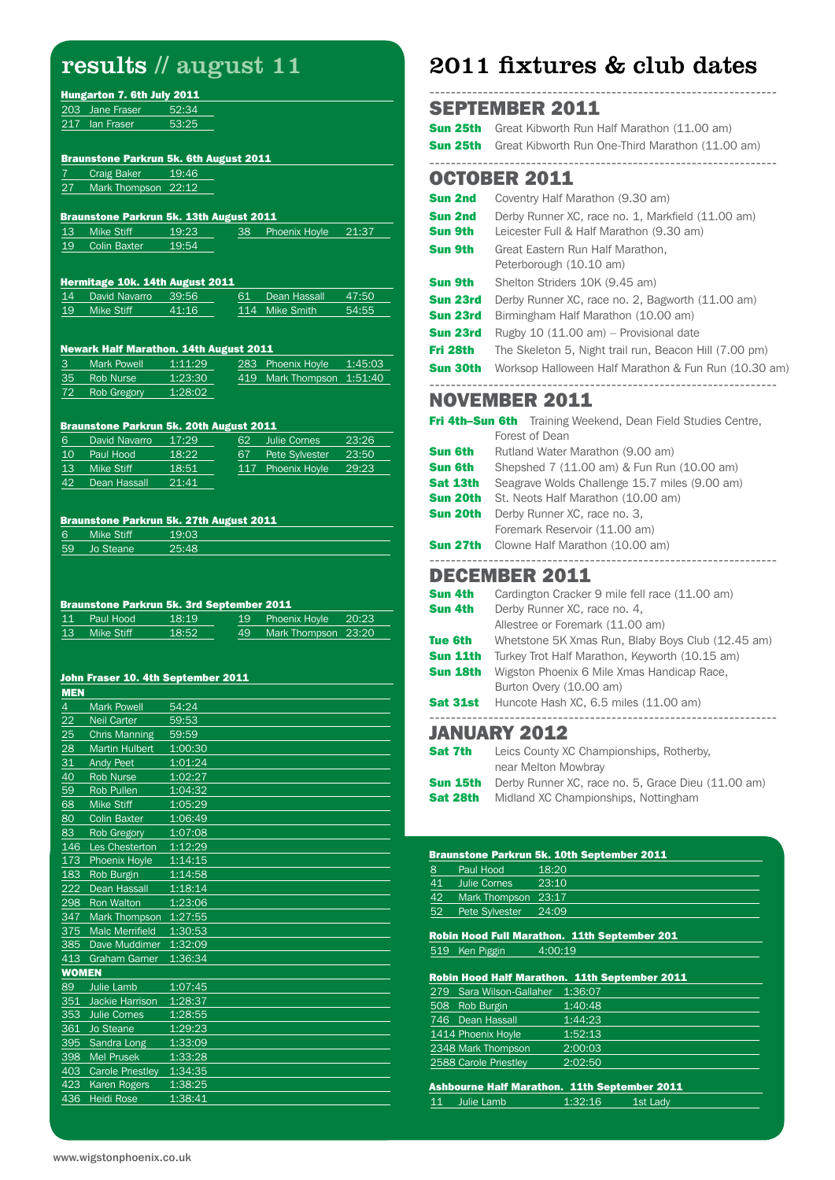# results // august 11

### Hungarton 7. 6th July 2011

| | | |
|---|---|---|
| 203 | Jane Fraser | 52:34 |
| 217 | Ian Fraser | 53:25 |

### Braunstone Parkrun 5k. 6th August 2011

| | | |
|---|---|---|
| 7 | Craig Baker | 19:46 |
| 27 | Mark Thompson | 22:12 |

### Braunstone Parkrun 5k. 13th August 2011

| | | | | | |
|---|---|---|---|---|---|
| 13 | Mike Stiff | 19:23 | 38 | Phoenix Hoyle | 21:37 |
| 19 | Colin Baxter | 19:54 | | | |

### Hermitage 10k. 14th August 2011

| | | | | | |
|---|---|---|---|---|---|
| 14 | David Navarro | 39:56 | 61 | Dean Hassall | 47:50 |
| 19 | Mike Stiff | 41:16 | 114 | Mike Smith | 54:55 |

### Newark Half Marathon. 14th August 2011

| | | | | | |
|---|---|---|---|---|---|
| 3 | Mark Powell | 1:11:29 | 283 | Phoenix Hoyle | 1:45:03 |
| 35 | Rob Nurse | 1:23:30 | 419 | Mark Thompson | 1:51:40 |
| 72 | Rob Gregory | 1:28:02 | | | |

### Braunstone Parkrun 5k. 20th August 2011

| | | | | | |
|---|---|---|---|---|---|
| 6 | David Navarro | 17:29 | 62 | Julie Cornes | 23:26 |
| 10 | Paul Hood | 18:22 | 67 | Pete Sylvester | 23:50 |
| 13 | Mike Stiff | 18:51 | 117 | Phoenix Hoyle | 29:23 |
| 42 | Dean Hassall | 21:41 | | | |

### Braunstone Parkrun 5k. 27th August 2011

| | | |
|---|---|---|
| 6 | Mike Stiff | 19:03 |
| 59 | Jo Steane | 25:48 |

### Braunstone Parkrun 5k. 3rd September 2011

| | | | | | |
|---|---|---|---|---|---|
| 11 | Paul Hood | 18:19 | 19 | Phoenix Hoyle | 20:23 |
| 13 | Mike Stiff | 18:52 | 49 | Mark Thompson | 23:20 |

### John Fraser 10. 4th September 2011

**MEN**

| | | |
|---|---|---|
| 4 | Mark Powell | 54:24 |
| 22 | Neil Carter | 59:53 |
| 25 | Chris Manning | 59:59 |
| 28 | Martin Hulbert | 1:00:30 |
| 31 | Andy Peet | 1:01:24 |
| 40 | Rob Nurse | 1:02:27 |
| 59 | Rob Pullen | 1:04:32 |
| 68 | Mike Stiff | 1:05:29 |
| 80 | Colin Baxter | 1:06:49 |
| 83 | Rob Gregory | 1:07:08 |
| 146 | Les Chesterton | 1:12:29 |
| 173 | Phoenix Hoyle | 1:14:15 |
| 183 | Rob Burgin | 1:14:58 |
| 222 | Dean Hassall | 1:18:14 |
| 298 | Ron Walton | 1:23:06 |
| 347 | Mark Thompson | 1:27:55 |
| 375 | Malc Merrifield | 1:30:53 |
| 385 | Dave Muddimer | 1:32:09 |
| 413 | Graham Garner | 1:36:34 |

**WOMEN**

| | | |
|---|---|---|
| 89 | Julie Lamb | 1:07:45 |
| 351 | Jackie Harrison | 1:28:37 |
| 353 | Julie Cornes | 1:28:55 |
| 361 | Jo Steane | 1:29:23 |
| 395 | Sandra Long | 1:33:09 |
| 398 | Mel Prusek | 1:33:28 |
| 403 | Carole Priestley | 1:34:35 |
| 423 | Karen Rogers | 1:38:25 |
| 436 | Heidi Rose | 1:38:41 |

### Braunstone Parkrun 5k. 10th September 2011

| | | |
|---|---|---|
| 8 | Paul Hood | 18:20 |
| 41 | Julie Cornes | 23:10 |
| 42 | Mark Thompson | 23:17 |
| 52 | Pete Sylvester | 24:09 |

### Robin Hood Full Marathon. 11th September 201

| | | |
|---|---|---|
| 519 | Ken Piggin | 4:00:19 |

### Robin Hood Half Marathon. 11th September 2011

| | | |
|---|---|---|
| 279 | Sara Wilson-Gallaher | 1:36:07 |
| 508 | Rob Burgin | 1:40:48 |
| 746 | Dean Hassall | 1:44:23 |
| 1414 | Phoenix Hoyle | 1:52:13 |
| 2348 | Mark Thompson | 2:00:03 |
| 2588 | Carole Priestley | 2:02:50 |

### Ashbourne Half Marathon. 11th September 2011

| | | | |
|---|---|---|---|
| 11 | Julie Lamb | 1:32:16 | 1st Lady |

# 2011 fixtures & club dates

## SEPTEMBER 2011

- **Sun 25th** Great Kibworth Run Half Marathon (11.00 am)
- **Sun 25th** Great Kibworth Run One-Third Marathon (11.00 am)

## OCTOBER 2011

- **Sun 2nd** Coventry Half Marathon (9.30 am)
- **Sun 2nd** Derby Runner XC, race no. 1, Markfield (11.00 am)
- **Sun 9th** Leicester Full & Half Marathon (9.30 am)
- **Sun 9th** Great Eastern Run Half Marathon, Peterborough (10.10 am)
- **Sun 9th** Shelton Striders 10K (9.45 am)
- **Sun 23rd** Derby Runner XC, race no. 2, Bagworth (11.00 am)
- **Sun 23rd** Birmingham Half Marathon (10.00 am)
- **Sun 23rd** Rugby 10 (11.00 am) – Provisional date
- **Fri 28th** The Skeleton 5, Night trail run, Beacon Hill (7.00 pm)
- **Sun 30th** Worksop Halloween Half Marathon & Fun Run (10.30 am)

## NOVEMBER 2011

- **Fri 4th–Sun 6th** Training Weekend, Dean Field Studies Centre, Forest of Dean
- **Sun 6th** Rutland Water Marathon (9.00 am)
- **Sun 6th** Shepshed 7 (11.00 am) & Fun Run (10.00 am)
- **Sat 13th** Seagrave Wolds Challenge 15.7 miles (9.00 am)
- **Sun 20th** St. Neots Half Marathon (10.00 am)
- **Sun 20th** Derby Runner XC, race no. 3, Foremark Reservoir (11.00 am)
- **Sun 27th** Clowne Half Marathon (10.00 am)

## DECEMBER 2011

- **Sun 4th** Cardington Cracker 9 mile fell race (11.00 am)
- **Sun 4th** Derby Runner XC, race no. 4, Allestree or Foremark (11.00 am)
- **Tue 6th** Whetstone 5K Xmas Run, Blaby Boys Club (12.45 am)
- **Sun 11th** Turkey Trot Half Marathon, Keyworth (10.15 am)
- **Sun 18th** Wigston Phoenix 6 Mile Xmas Handicap Race, Burton Overy (10.00 am)
- **Sat 31st** Huncote Hash XC, 6.5 miles (11.00 am)

## JANUARY 2012

- **Sat 7th** Leics County XC Championships, Rotherby, near Melton Mowbray
- **Sun 15th** Derby Runner XC, race no. 5, Grace Dieu (11.00 am)
- **Sat 28th** Midland XC Championships, Nottingham

www.wigstonphoenix.co.uk